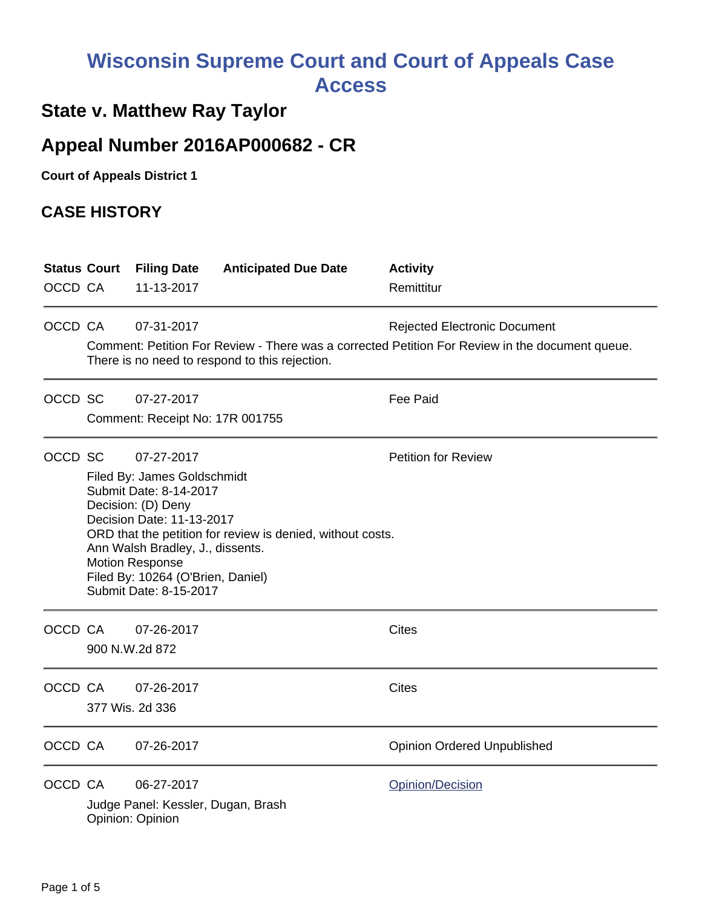# Wisconsin Supreme Court and Court of Appeals Case Access

## State v. Matthew Ray Taylor

## Appeal Number 2016AP000682 - CR

**Court of Appeals District 1**

## CASE HISTORY

| Status | Court | Filing Date | Anticipated Due Date | Activity |
|---|---|---|---|---|
| OCCD | CA | 11-13-2017 | | Remittitur |
| OCCD | CA | 07-31-2017 | | Rejected Electronic Document |

Comment: Petition For Review - There was a corrected Petition For Review in the document queue. There is no need to respond to this rejection.

| Status | Court | Filing Date | Anticipated Due Date | Activity |
|---|---|---|---|---|
| OCCD | SC | 07-27-2017 | | Fee Paid |

Comment: Receipt No: 17R 001755

| Status | Court | Filing Date | Anticipated Due Date | Activity |
|---|---|---|---|---|
| OCCD | SC | 07-27-2017 | | Petition for Review |

Filed By: James Goldschmidt
Submit Date: 8-14-2017
Decision: (D) Deny
Decision Date: 11-13-2017
ORD that the petition for review is denied, without costs.
Ann Walsh Bradley, J., dissents.
Motion Response
Filed By: 10264 (O'Brien, Daniel)
Submit Date: 8-15-2017

| Status | Court | Filing Date | Anticipated Due Date | Activity |
|---|---|---|---|---|
| OCCD | CA | 07-26-2017 | | Cites |

900 N.W.2d 872

| Status | Court | Filing Date | Anticipated Due Date | Activity |
|---|---|---|---|---|
| OCCD | CA | 07-26-2017 | | Cites |

377 Wis. 2d 336

| Status | Court | Filing Date | Anticipated Due Date | Activity |
|---|---|---|---|---|
| OCCD | CA | 07-26-2017 | | Opinion Ordered Unpublished |
| OCCD | CA | 06-27-2017 | | Opinion/Decision |

Judge Panel: Kessler, Dugan, Brash
Opinion: Opinion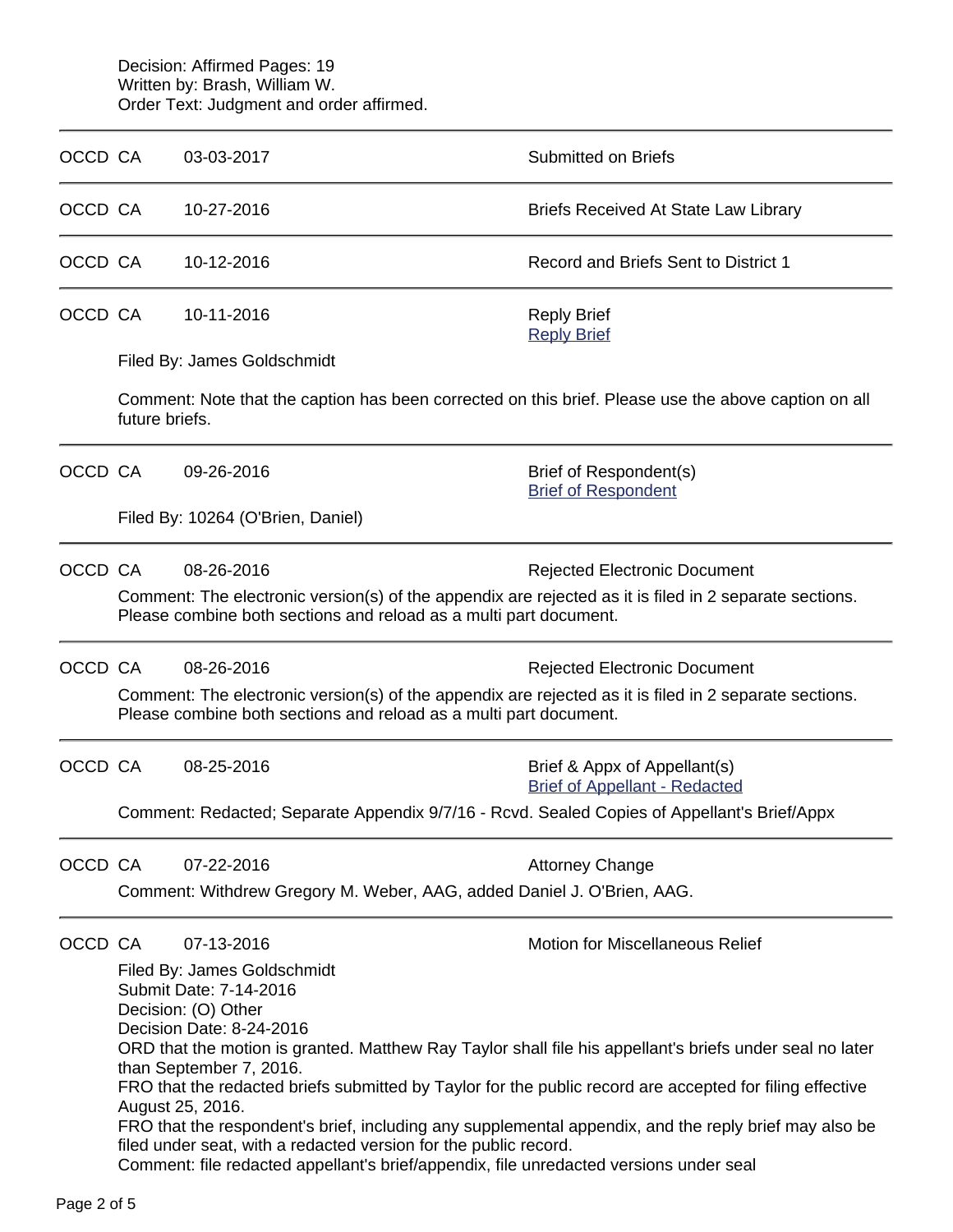Decision: Affirmed Pages: 19
Written by: Brash, William W.
Order Text: Judgment and order affirmed.

---

OCCD CA 03-03-2017 Submitted on Briefs

---

OCCD CA 10-27-2016 Briefs Received At State Law Library

---

OCCD CA 10-12-2016 Record and Briefs Sent to District 1

---

OCCD CA 10-11-2016 Reply Brief
[Reply Brief]

Filed By: James Goldschmidt

Comment: Note that the caption has been corrected on this brief. Please use the above caption on all future briefs.

---

OCCD CA 09-26-2016 Brief of Respondent(s)
[Brief of Respondent]

Filed By: 10264 (O'Brien, Daniel)

---

OCCD CA 08-26-2016 Rejected Electronic Document

Comment: The electronic version(s) of the appendix are rejected as it is filed in 2 separate sections. Please combine both sections and reload as a multi part document.

---

OCCD CA 08-26-2016 Rejected Electronic Document

Comment: The electronic version(s) of the appendix are rejected as it is filed in 2 separate sections. Please combine both sections and reload as a multi part document.

---

OCCD CA 08-25-2016 Brief & Appx of Appellant(s)
[Brief of Appellant - Redacted]

Comment: Redacted; Separate Appendix 9/7/16 - Rcvd. Sealed Copies of Appellant's Brief/Appx

---

OCCD CA 07-22-2016 Attorney Change

Comment: Withdrew Gregory M. Weber, AAG, added Daniel J. O'Brien, AAG.

---

OCCD CA 07-13-2016 Motion for Miscellaneous Relief

Filed By: James Goldschmidt
Submit Date: 7-14-2016
Decision: (O) Other
Decision Date: 8-24-2016
ORD that the motion is granted. Matthew Ray Taylor shall file his appellant's briefs under seal no later than September 7, 2016.
FRO that the redacted briefs submitted by Taylor for the public record are accepted for filing effective August 25, 2016.
FRO that the respondent's brief, including any supplemental appendix, and the reply brief may also be filed under seat, with a redacted version for the public record.
Comment: file redacted appellant's brief/appendix, file unredacted versions under seal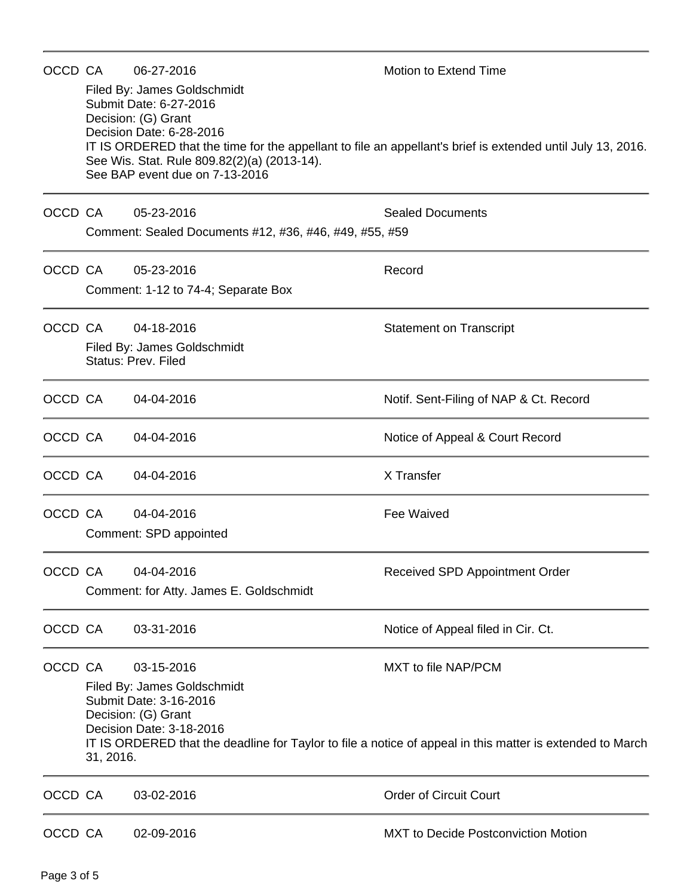| | | | |
|---|---|---|---|
| OCCD | CA | 06-27-2016 | Motion to Extend Time |

Filed By: James Goldschmidt
Submit Date: 6-27-2016
Decision: (G) Grant
Decision Date: 6-28-2016
IT IS ORDERED that the time for the appellant to file an appellant's brief is extended until July 13, 2016. See Wis. Stat. Rule 809.82(2)(a) (2013-14).
See BAP event due on 7-13-2016

---

| | | | |
|---|---|---|---|
| OCCD | CA | 05-23-2016 | Sealed Documents |

Comment: Sealed Documents #12, #36, #46, #49, #55, #59

---

| | | | |
|---|---|---|---|
| OCCD | CA | 05-23-2016 | Record |

Comment: 1-12 to 74-4; Separate Box

---

| | | | |
|---|---|---|---|
| OCCD | CA | 04-18-2016 | Statement on Transcript |

Filed By: James Goldschmidt
Status: Prev. Filed

---

| | | | |
|---|---|---|---|
| OCCD | CA | 04-04-2016 | Notif. Sent-Filing of NAP & Ct. Record |
| OCCD | CA | 04-04-2016 | Notice of Appeal & Court Record |
| OCCD | CA | 04-04-2016 | X Transfer |
| OCCD | CA | 04-04-2016 | Fee Waived |

Comment: SPD appointed

---

| | | | |
|---|---|---|---|
| OCCD | CA | 04-04-2016 | Received SPD Appointment Order |

Comment: for Atty. James E. Goldschmidt

---

| | | | |
|---|---|---|---|
| OCCD | CA | 03-31-2016 | Notice of Appeal filed in Cir. Ct. |
| OCCD | CA | 03-15-2016 | MXT to file NAP/PCM |

Filed By: James Goldschmidt
Submit Date: 3-16-2016
Decision: (G) Grant
Decision Date: 3-18-2016
IT IS ORDERED that the deadline for Taylor to file a notice of appeal in this matter is extended to March 31, 2016.

---

| | | | |
|---|---|---|---|
| OCCD | CA | 03-02-2016 | Order of Circuit Court |
| OCCD | CA | 02-09-2016 | MXT to Decide Postconviction Motion |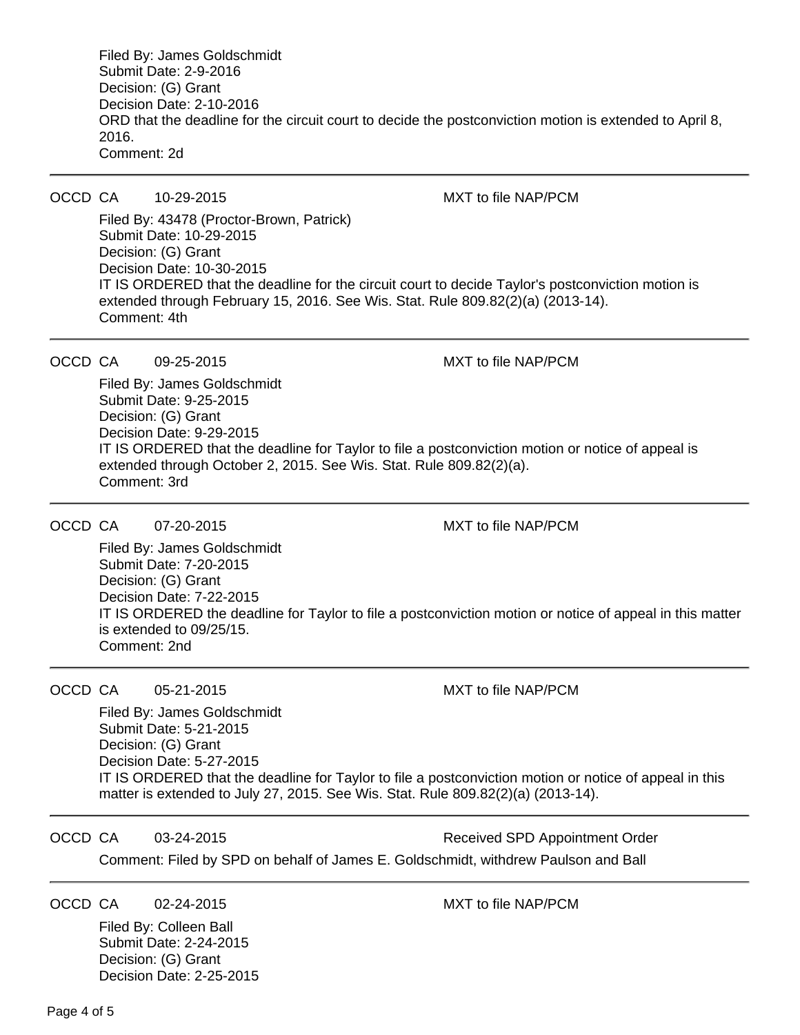Filed By: James Goldschmidt
Submit Date: 2-9-2016
Decision: (G) Grant
Decision Date: 2-10-2016
ORD that the deadline for the circuit court to decide the postconviction motion is extended to April 8, 2016.
Comment: 2d

---

OCCD CA 10-29-2015 MXT to file NAP/PCM

Filed By: 43478 (Proctor-Brown, Patrick)
Submit Date: 10-29-2015
Decision: (G) Grant
Decision Date: 10-30-2015
IT IS ORDERED that the deadline for the circuit court to decide Taylor's postconviction motion is extended through February 15, 2016. See Wis. Stat. Rule 809.82(2)(a) (2013-14).
Comment: 4th

---

OCCD CA 09-25-2015 MXT to file NAP/PCM

Filed By: James Goldschmidt
Submit Date: 9-25-2015
Decision: (G) Grant
Decision Date: 9-29-2015
IT IS ORDERED that the deadline for Taylor to file a postconviction motion or notice of appeal is extended through October 2, 2015. See Wis. Stat. Rule 809.82(2)(a).
Comment: 3rd

---

OCCD CA 07-20-2015 MXT to file NAP/PCM

Filed By: James Goldschmidt
Submit Date: 7-20-2015
Decision: (G) Grant
Decision Date: 7-22-2015
IT IS ORDERED the deadline for Taylor to file a postconviction motion or notice of appeal in this matter is extended to 09/25/15.
Comment: 2nd

---

OCCD CA 05-21-2015 MXT to file NAP/PCM

Filed By: James Goldschmidt
Submit Date: 5-21-2015
Decision: (G) Grant
Decision Date: 5-27-2015
IT IS ORDERED that the deadline for Taylor to file a postconviction motion or notice of appeal in this matter is extended to July 27, 2015. See Wis. Stat. Rule 809.82(2)(a) (2013-14).

---

OCCD CA 03-24-2015 Received SPD Appointment Order

Comment: Filed by SPD on behalf of James E. Goldschmidt, withdrew Paulson and Ball

---

OCCD CA 02-24-2015 MXT to file NAP/PCM

Filed By: Colleen Ball
Submit Date: 2-24-2015
Decision: (G) Grant
Decision Date: 2-25-2015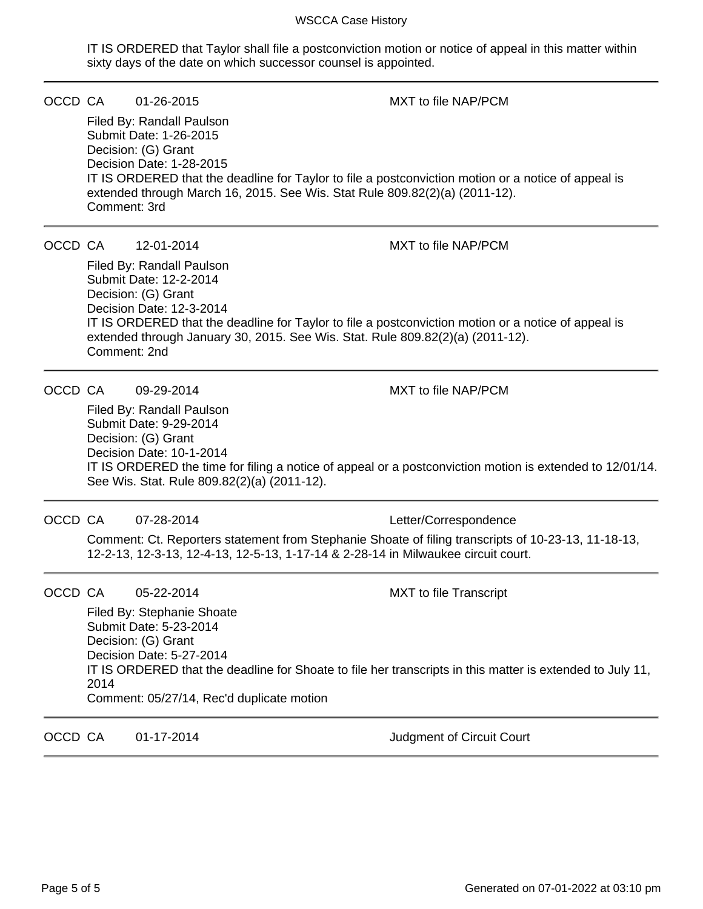IT IS ORDERED that Taylor shall file a postconviction motion or notice of appeal in this matter within sixty days of the date on which successor counsel is appointed.

---

OCCD CA 01-26-2015 MXT to file NAP/PCM

Filed By: Randall Paulson
Submit Date: 1-26-2015
Decision: (G) Grant
Decision Date: 1-28-2015
IT IS ORDERED that the deadline for Taylor to file a postconviction motion or a notice of appeal is extended through March 16, 2015. See Wis. Stat Rule 809.82(2)(a) (2011-12).
Comment: 3rd

---

OCCD CA 12-01-2014 MXT to file NAP/PCM

Filed By: Randall Paulson
Submit Date: 12-2-2014
Decision: (G) Grant
Decision Date: 12-3-2014
IT IS ORDERED that the deadline for Taylor to file a postconviction motion or a notice of appeal is extended through January 30, 2015. See Wis. Stat. Rule 809.82(2)(a) (2011-12).
Comment: 2nd

---

OCCD CA 09-29-2014 MXT to file NAP/PCM

Filed By: Randall Paulson
Submit Date: 9-29-2014
Decision: (G) Grant
Decision Date: 10-1-2014
IT IS ORDERED the time for filing a notice of appeal or a postconviction motion is extended to 12/01/14. See Wis. Stat. Rule 809.82(2)(a) (2011-12).

---

OCCD CA 07-28-2014 Letter/Correspondence

Comment: Ct. Reporters statement from Stephanie Shoate of filing transcripts of 10-23-13, 11-18-13, 12-2-13, 12-3-13, 12-4-13, 12-5-13, 1-17-14 & 2-28-14 in Milwaukee circuit court.

---

OCCD CA 05-22-2014 MXT to file Transcript

Filed By: Stephanie Shoate
Submit Date: 5-23-2014
Decision: (G) Grant
Decision Date: 5-27-2014
IT IS ORDERED that the deadline for Shoate to file her transcripts in this matter is extended to July 11, 2014
Comment: 05/27/14, Rec'd duplicate motion

---

OCCD CA 01-17-2014 Judgment of Circuit Court

---